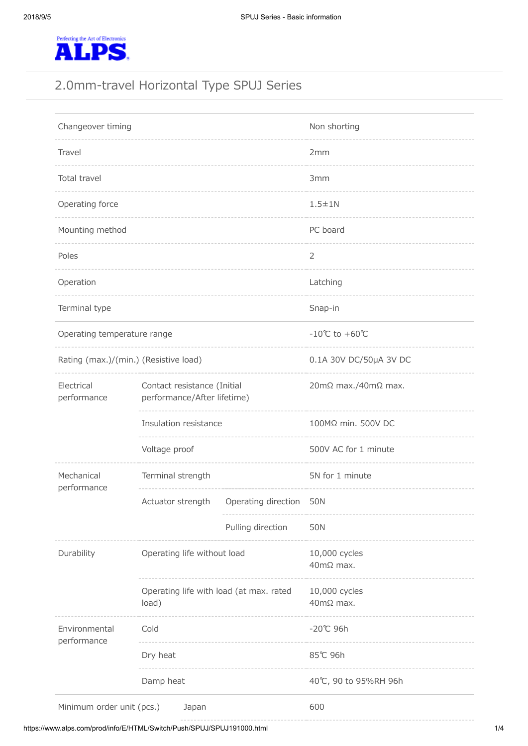Perfecting the Art of Electronics

**ALPS**

# 2.0mm-travel Horizontal Type SPUJ Series

| | | | |
|---|---|---|---|
| Changeover timing | | | Non shorting |
| Travel | | | 2mm |
| Total travel | | | 3mm |
| Operating force | | | 1.5±1N |
| Mounting method | | | PC board |
| Poles | | | 2 |
| Operation | | | Latching |
| Terminal type | | | Snap-in |
| Operating temperature range | | | -10℃ to +60℃ |
| Rating (max.)/(min.) (Resistive load) | | | 0.1A 30V DC/50μA 3V DC |
| Electrical performance | Contact resistance (Initial performance/After lifetime) | | 20mΩ max./40mΩ max. |
| | Insulation resistance | | 100MΩ min. 500V DC |
| | Voltage proof | | 500V AC for 1 minute |
| Mechanical performance | Terminal strength | | 5N for 1 minute |
| | Actuator strength | Operating direction | 50N |
| | | Pulling direction | 50N |
| Durability | Operating life without load | | 10,000 cycles<br>40mΩ max. |
| | Operating life with load (at max. rated load) | | 10,000 cycles<br>40mΩ max. |
| Environmental performance | Cold | | -20℃ 96h |
| | Dry heat | | 85℃ 96h |
| | Damp heat | | 40℃, 90 to 95%RH 96h |
| Minimum order unit (pcs.) | Japan | | 600 |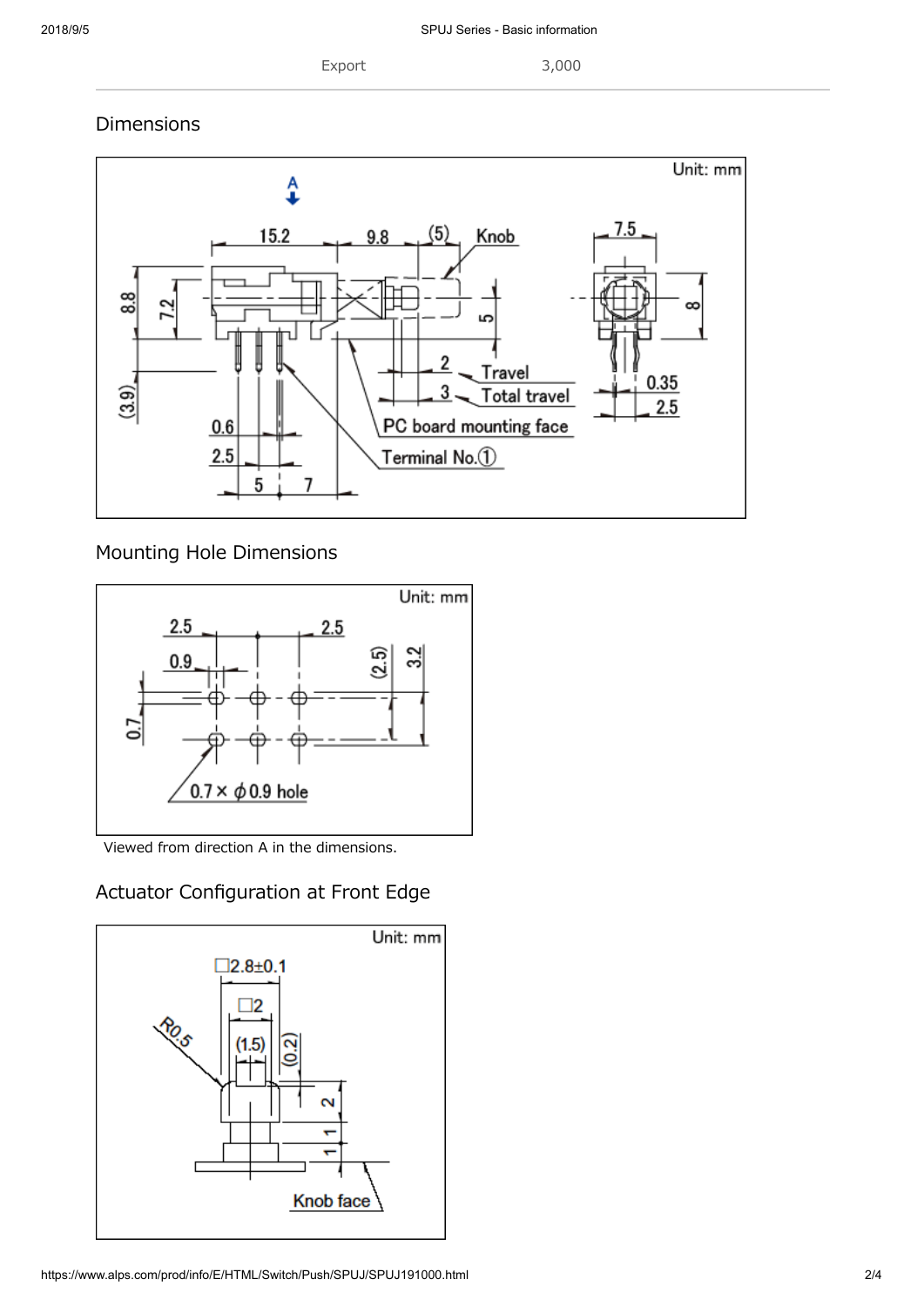| Export | 3,000 |
| --- | --- |

## Dimensions

Unit: mm

## Mounting Hole Dimensions

Unit: mm

Viewed from direction A in the dimensions.

## Actuator Configuration at Front Edge

Unit: mm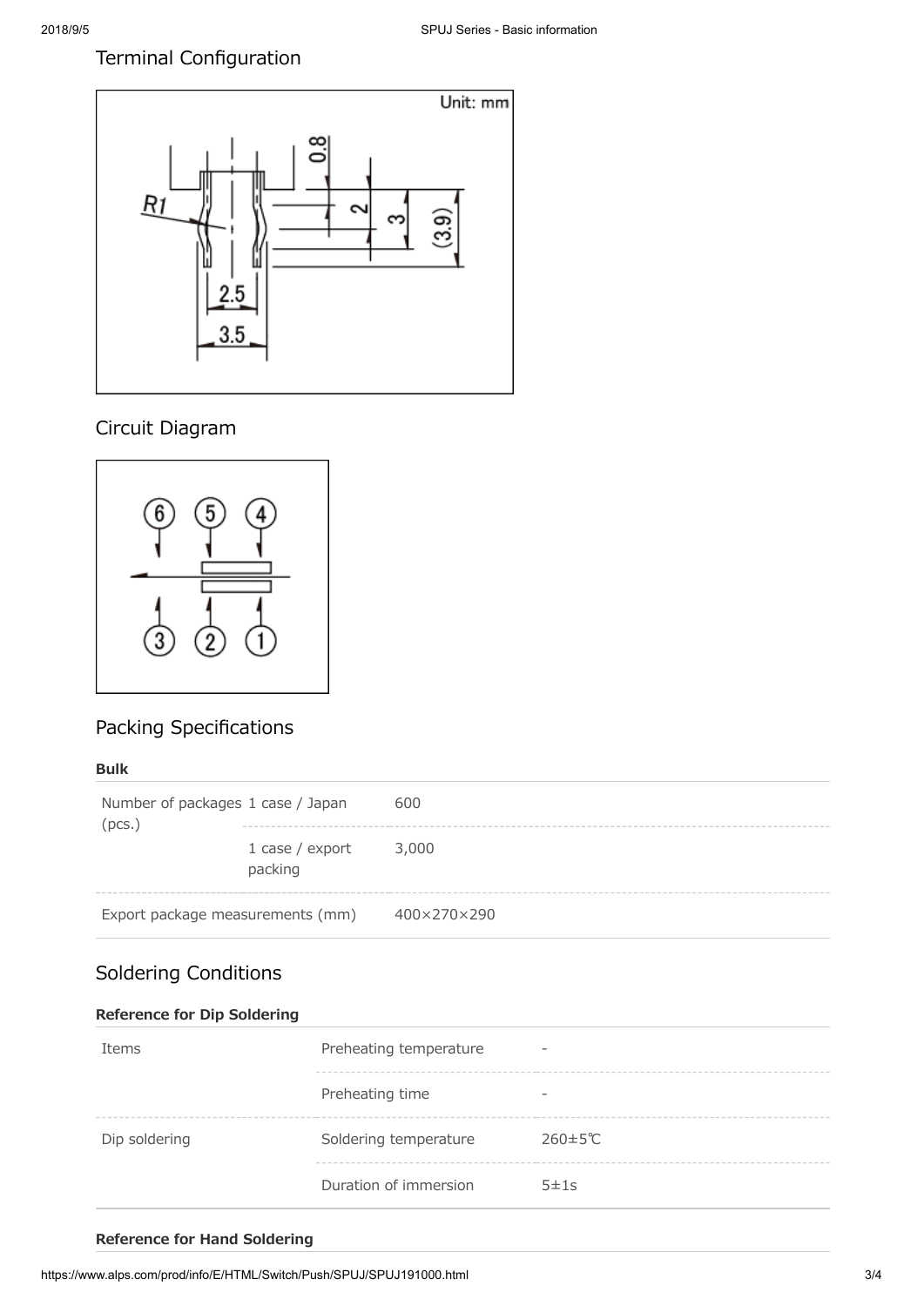## Terminal Configuration

## Circuit Diagram

## Packing Specifications

**Bulk**

| Number of packages (pcs.) | 1 case / Japan | 600 |
|---|---|---|
| | 1 case / export packing | 3,000 |
| Export package measurements (mm) | | 400×270×290 |

## Soldering Conditions

**Reference for Dip Soldering**

| Items | Preheating temperature | - |
|---|---|---|
| | Preheating time | - |
| Dip soldering | Soldering temperature | 260±5℃ |
| | Duration of immersion | 5±1s |

**Reference for Hand Soldering**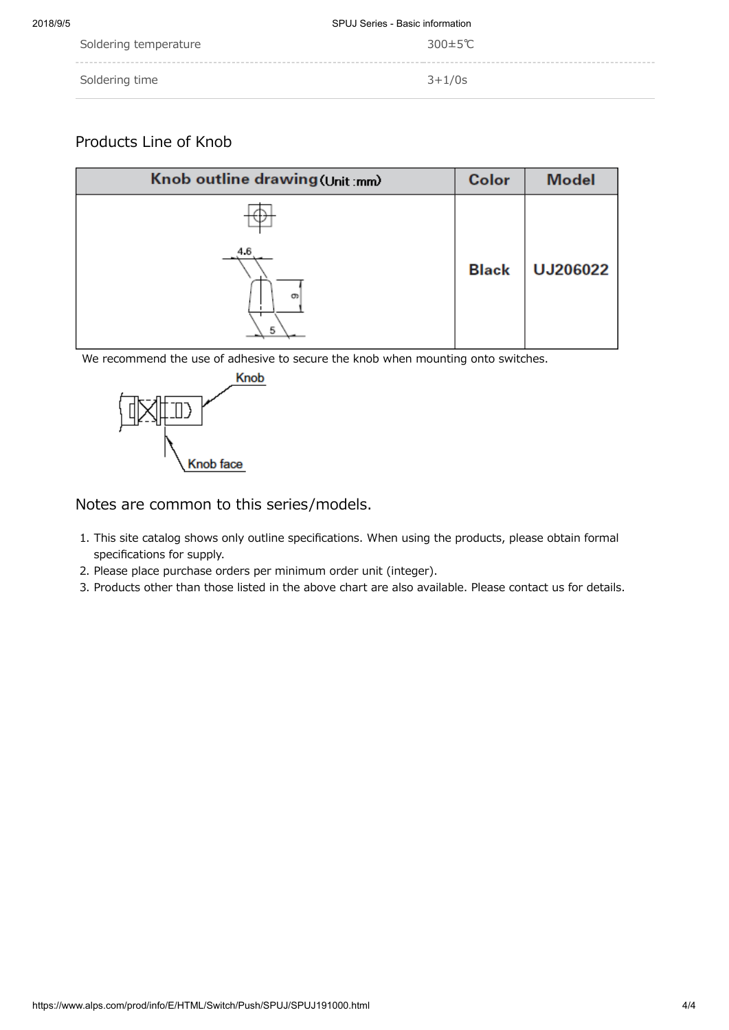| | |
|---|---|
| Soldering temperature | 300±5℃ |
| Soldering time | 3+1/0s |

## Products Line of Knob

| Knob outline drawing (Unit :mm) | Color | Model |
|---|---|---|
| 4.6<br>9<br>5 | Black | UJ206022 |

We recommend the use of adhesive to secure the knob when mounting onto switches.

Knob

Knob face

## Notes are common to this series/models.

1. This site catalog shows only outline specifications. When using the products, please obtain formal specifications for supply.
2. Please place purchase orders per minimum order unit (integer).
3. Products other than those listed in the above chart are also available. Please contact us for details.